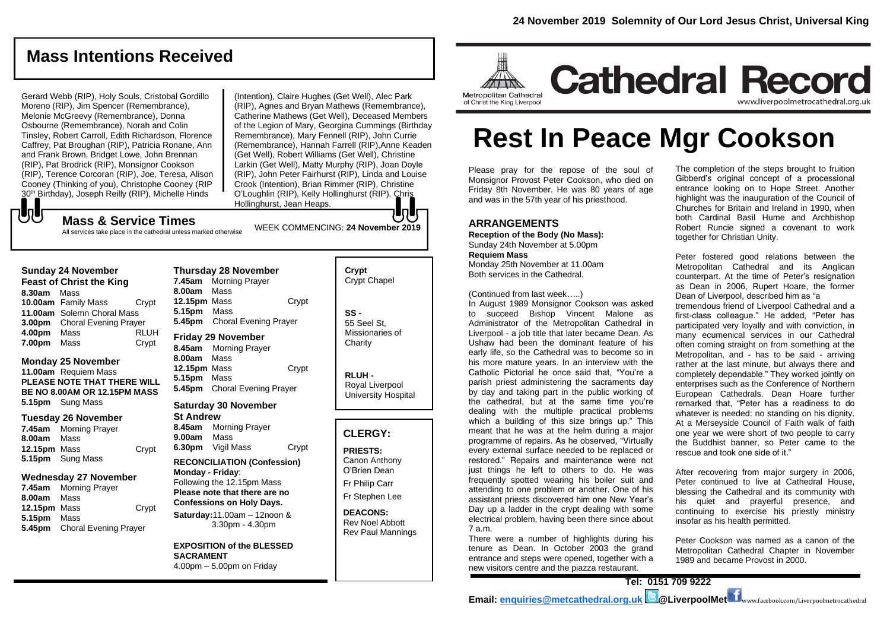24 November 2019 Solemnity of Our Lord Jesus Christ, Universal King

## Mass Intentions Received

Gerard Webb (RIP), Holy Souls, Cristobal Gordillo Moreno (RIP), Jim Spencer (Remembrance), Melonie McGreevy (Remembrance), Donna Osbourne (Remembrance), Norah and Colin Tinsley, Robert Carroll, Edith Richardson, Florence Caffrey, Pat Broughan (RIP), Patricia Ronane, Ann and Frank Brown, Bridget Lowe, John Brennan (RIP), Pat Brodrick (RIP), Monsignor Cookson (RIP), Terence Corcoran (RIP), Joe, Teresa, Alison Cooney (Thinking of you), Christophe Cooney (RIP 30th Birthday), Joseph Reilly (RIP), Michelle Hinds (Intention), Claire Hughes (Get Well), Alec Park (RIP), Agnes and Bryan Mathews (Remembrance), Catherine Mathews (Get Well), Deceased Members of the Legion of Mary, Georgina Cummings (Birthday Remembrance), Mary Fennell (RIP), John Currie (Remembrance), Hannah Farrell (RIP),Anne Keaden (Get Well), Robert Williams (Get Well), Christine Larkin (Get Well), Matty Murphy (RIP), Joan Doyle (RIP), John Peter Fairhurst (RIP), Linda and Louise Crook (Intention), Brian Rimmer (RIP), Christine O'Loughlin (RIP), Kelly Hollinghurst (RIP), Chris Hollinghurst, Jean Heaps.

## Mass & Service Times

All services take place in the cathedral unless marked otherwise

WEEK COMMENCING: **24 November 2019**

### Sunday 24 November
**Feast of Christ the King**

**8.30am** Mass
**10.00am** Family Mass — Crypt
**11.00am** Solemn Choral Mass
**3.00pm** Choral Evening Prayer
**4.00pm** Mass — RLUH
**7.00pm** Mass — Crypt

### Monday 25 November

**11.00am** Requiem Mass
**PLEASE NOTE THAT THERE WILL BE NO 8.00AM OR 12.15PM MASS**
**5.15pm** Sung Mass

### Tuesday 26 November

**7.45am** Morning Prayer
**8.00am** Mass
**12.15pm** Mass — Crypt
**5.15pm** Sung Mass

### Wednesday 27 November

**7.45am** Morning Prayer
**8.00am** Mass
**12.15pm** Mass — Crypt
**5.15pm** Mass
**5.45pm** Choral Evening Prayer

### Thursday 28 November

**7.45am** Morning Prayer
**8.00am** Mass
**12.15pm** Mass — Crypt
**5.15pm** Mass
**5.45pm** Choral Evening Prayer

### Friday 29 November

**8.45am** Morning Prayer
**8.00am** Mass
**12.15pm** Mass — Crypt
**5.15pm** Mass
**5.45pm** Choral Evening Prayer

### Saturday 30 November
**St Andrew**

**8.45am** Morning Prayer
**9.00am** Mass
**6.30pm** Vigil Mass — Crypt

**RECONCILIATION (Confession)**
**Monday - Friday**:
Following the 12.15pm Mass
**Please note that there are no Confessions on Holy Days.**
**Saturday:** 11.00am – 12noon & 3.30pm - 4.30pm

**EXPOSITION of the BLESSED SACRAMENT**
4.00pm – 5.00pm on Friday

**Crypt**
Crypt Chapel

**SS -**
55 Seel St, Missionaries of Charity

**RLUH -**
Royal Liverpool University Hospital

## CLERGY:

**PRIESTS:**
Canon Anthony O'Brien Dean
Fr Philip Carr
Fr Stephen Lee

**DEACONS:**
Rev Noel Abbott
Rev Paul Mannings

Metropolitan Cathedral of Christ the King Liverpool

# Cathedral Record

www.liverpoolmetrocathedral.org.uk

# Rest In Peace Mgr Cookson

Please pray for the repose of the soul of Monsignor Provost Peter Cookson, who died on Friday 8th November. He was 80 years of age and was in the 57th year of his priesthood.

## ARRANGEMENTS

**Reception of the Body (No Mass):**
Sunday 24th November at 5.00pm
**Requiem Mass**
Monday 25th November at 11.00am
Both services in the Cathedral.

(Continued from last week…..)

In August 1989 Monsignor Cookson was asked to succeed Bishop Vincent Malone as Administrator of the Metropolitan Cathedral in Liverpool - a job title that later became Dean. As Ushaw had been the dominant feature of his early life, so the Cathedral was to become so in his more mature years. In an interview with the Catholic Pictorial he once said that, "You're a parish priest administering the sacraments day by day and taking part in the public working of the cathedral, but at the same time you're dealing with the multiple practical problems which a building of this size brings up." This meant that he was at the helm during a major programme of repairs. As he observed, "Virtually every external surface needed to be replaced or restored." Repairs and maintenance were not just things he left to others to do. He was frequently spotted wearing his boiler suit and attending to one problem or another. One of his assistant priests discovered him one New Year's Day up a ladder in the crypt dealing with some electrical problem, having been there since about 7 a.m.

There were a number of highlights during his tenure as Dean. In October 2003 the grand entrance and steps were opened, together with a new visitors centre and the piazza restaurant.

The completion of the steps brought to fruition Gibberd's original concept of a processional entrance looking on to Hope Street. Another highlight was the inauguration of the Council of Churches for Britain and Ireland in 1990, when both Cardinal Basil Hume and Archbishop Robert Runcie signed a covenant to work together for Christian Unity.

Peter fostered good relations between the Metropolitan Cathedral and its Anglican counterpart. At the time of Peter's resignation as Dean in 2006, Rupert Hoare, the former Dean of Liverpool, described him as "a tremendous friend of Liverpool Cathedral and a first-class colleague." He added, "Peter has participated very loyally and with conviction, in many ecumenical services in our Cathedral often coming straight on from something at the Metropolitan, and - has to be said - arriving rather at the last minute, but always there and completely dependable." They worked jointly on enterprises such as the Conference of Northern European Cathedrals. Dean Hoare further remarked that, "Peter has a readiness to do whatever is needed: no standing on his dignity. At a Merseyside Council of Faith walk of faith one year we were short of two people to carry the Buddhist banner, so Peter came to the rescue and took one side of it."

After recovering from major surgery in 2006, Peter continued to live at Cathedral House, blessing the Cathedral and its community with his quiet and prayerful presence, and continuing to exercise his priestly ministry insofar as his health permitted.

Peter Cookson was named as a canon of the Metropolitan Cathedral Chapter in November 1989 and became Provost in 2000.

**Tel: 0151 709 9222**

**Email: enquiries@metcathedral.org.uk @LiverpoolMet** www.facebook.com/Liverpoolmetrocathedral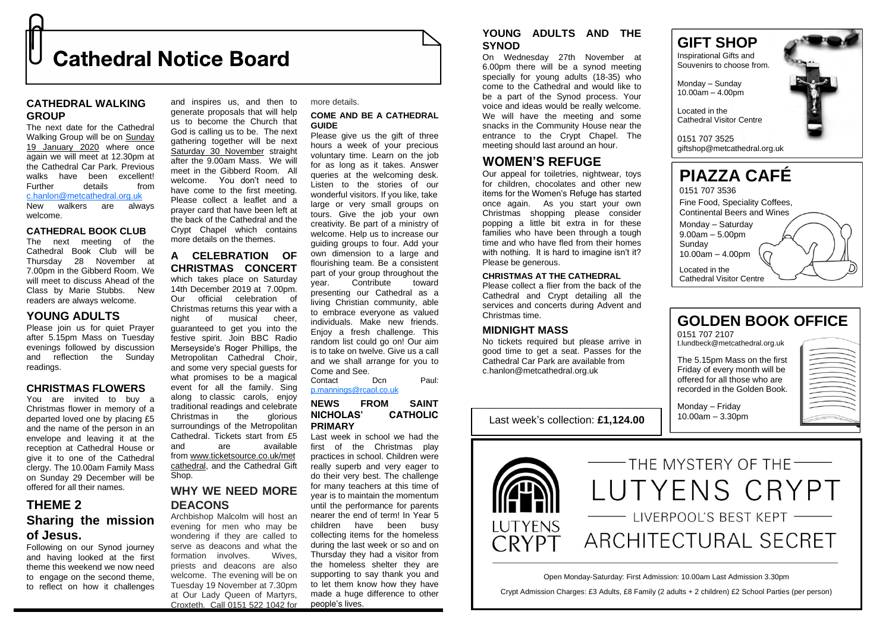# Cathedral Notice Board

### CATHEDRAL WALKING GROUP

The next date for the Cathedral Walking Group will be on Sunday 19 January 2020 where once again we will meet at 12.30pm at the Cathedral Car Park. Previous walks have been excellent! Further details from c.hanlon@metcathedral.org.uk New walkers are always welcome.

### CATHEDRAL BOOK CLUB

The next meeting of the Cathedral Book Club will be Thursday 28 November at 7.00pm in the Gibberd Room. We will meet to discuss Ahead of the Class by Marie Stubbs. New readers are always welcome.

## YOUNG ADULTS

Please join us for quiet Prayer after 5.15pm Mass on Tuesday evenings followed by discussion and reflection the Sunday readings.

### CHRISTMAS FLOWERS

You are invited to buy a Christmas flower in memory of a departed loved one by placing £5 and the name of the person in an envelope and leaving it at the reception at Cathedral House or give it to one of the Cathedral clergy. The 10.00am Family Mass on Sunday 29 December will be offered for all their names.

## THEME 2 Sharing the mission of Jesus.

Following on our Synod journey and having looked at the first theme this weekend we now need to engage on the second theme, to reflect on how it challenges and inspires us, and then to generate proposals that will help us to become the Church that God is calling us to be. The next gathering together will be next Saturday 30 November straight after the 9.00am Mass. We will meet in the Gibberd Room. All welcome. You don't need to have come to the first meeting. Please collect a leaflet and a prayer card that have been left at the back of the Cathedral and the Crypt Chapel which contains more details on the themes.

### A CELEBRATION OF CHRISTMAS CONCERT

which takes place on Saturday 14th December 2019 at 7.00pm. Our official celebration of Christmas returns this year with a night of musical cheer, guaranteed to get you into the festive spirit. Join BBC Radio Merseyside's Roger Phillips, the Metropolitan Cathedral Choir, and some very special guests for what promises to be a magical event for all the family. Sing along to classic carols, enjoy traditional readings and celebrate Christmas in the glorious surroundings of the Metropolitan Cathedral. Tickets start from £5 and are available from www.ticketsource.co.uk/metcathedral, and the Cathedral Gift Shop.

## WHY WE NEED MORE DEACONS

Archbishop Malcolm will host an evening for men who may be wondering if they are called to serve as deacons and what the formation involves. Wives, priests and deacons are also welcome. The evening will be on Tuesday 19 November at 7.30pm at Our Lady Queen of Martyrs, Croxteth. Call 0151 522 1042 for more details.

### COME AND BE A CATHEDRAL GUIDE

Please give us the gift of three hours a week of your precious voluntary time. Learn on the job for as long as it takes. Answer queries at the welcoming desk. Listen to the stories of our wonderful visitors. If you like, take large or very small groups on tours. Give the job your own creativity. Be part of a ministry of welcome. Help us to increase our guiding groups to four. Add your own dimension to a large and flourishing team. Be a consistent part of your group throughout the year. Contribute toward presenting our Cathedral as a living Christian community, able to embrace everyone as valued individuals. Make new friends. Enjoy a fresh challenge. This random list could go on! Our aim is to take on twelve. Give us a call and we shall arrange for you to Come and See.
Contact Dcn Paul: p.mannings@rcaol.co.uk

### NEWS FROM SAINT NICHOLAS' CATHOLIC PRIMARY

Last week in school we had the first of the Christmas play practices in school. Children were really superb and very eager to do their very best. The challenge for many teachers at this time of year is to maintain the momentum until the performance for parents nearer the end of term! In Year 5 children have been busy collecting items for the homeless during the last week or so and on Thursday they had a visitor from the homeless shelter they are supporting to say thank you and to let them know how they have made a huge difference to other people's lives.

### YOUNG ADULTS AND THE SYNOD

On Wednesday 27th November at 6.00pm there will be a synod meeting specially for young adults (18-35) who come to the Cathedral and would like to be a part of the Synod process. Your voice and ideas would be really welcome. We will have the meeting and some snacks in the Community House near the entrance to the Crypt Chapel. The meeting should last around an hour.

## WOMEN'S REFUGE

Our appeal for toiletries, nightwear, toys for children, chocolates and other new items for the Women's Refuge has started once again. As you start your own Christmas shopping please consider popping a little bit extra in for these families who have been through a tough time and who have fled from their homes with nothing. It is hard to imagine isn't it? Please be generous.

### CHRISTMAS AT THE CATHEDRAL

Please collect a flier from the back of the Cathedral and Crypt detailing all the services and concerts during Advent and Christmas time.

### MIDNIGHT MASS

No tickets required but please arrive in good time to get a seat. Passes for the Cathedral Car Park are available from c.hanlon@metcathedral.org.uk

Last week's collection: **£1,124.00**

## GIFT SHOP

Inspirational Gifts and Souvenirs to choose from.

Monday – Sunday
10.00am – 4.00pm

Located in the Cathedral Visitor Centre

0151 707 3525
giftshop@metcathedral.org.uk

## PIAZZA CAFÉ

0151 707 3536

Fine Food, Speciality Coffees, Continental Beers and Wines

Monday – Saturday
9.00am – 5.00pm
Sunday
10.00am – 4.00pm

Located in the Cathedral Visitor Centre

## GOLDEN BOOK OFFICE

0151 707 2107
t.lundbeck@metcathedral.org.uk

The 5.15pm Mass on the first Friday of every month will be offered for all those who are recorded in the Golden Book.

Monday – Friday
10.00am – 3.30pm

LUTYENS CRYPT

THE MYSTERY OF THE LUTYENS CRYPT — LIVERPOOL'S BEST KEPT ARCHITECTURAL SECRET

Open Monday-Saturday: First Admission: 10.00am Last Admission 3.30pm

Crypt Admission Charges: £3 Adults, £8 Family (2 adults + 2 children) £2 School Parties (per person)